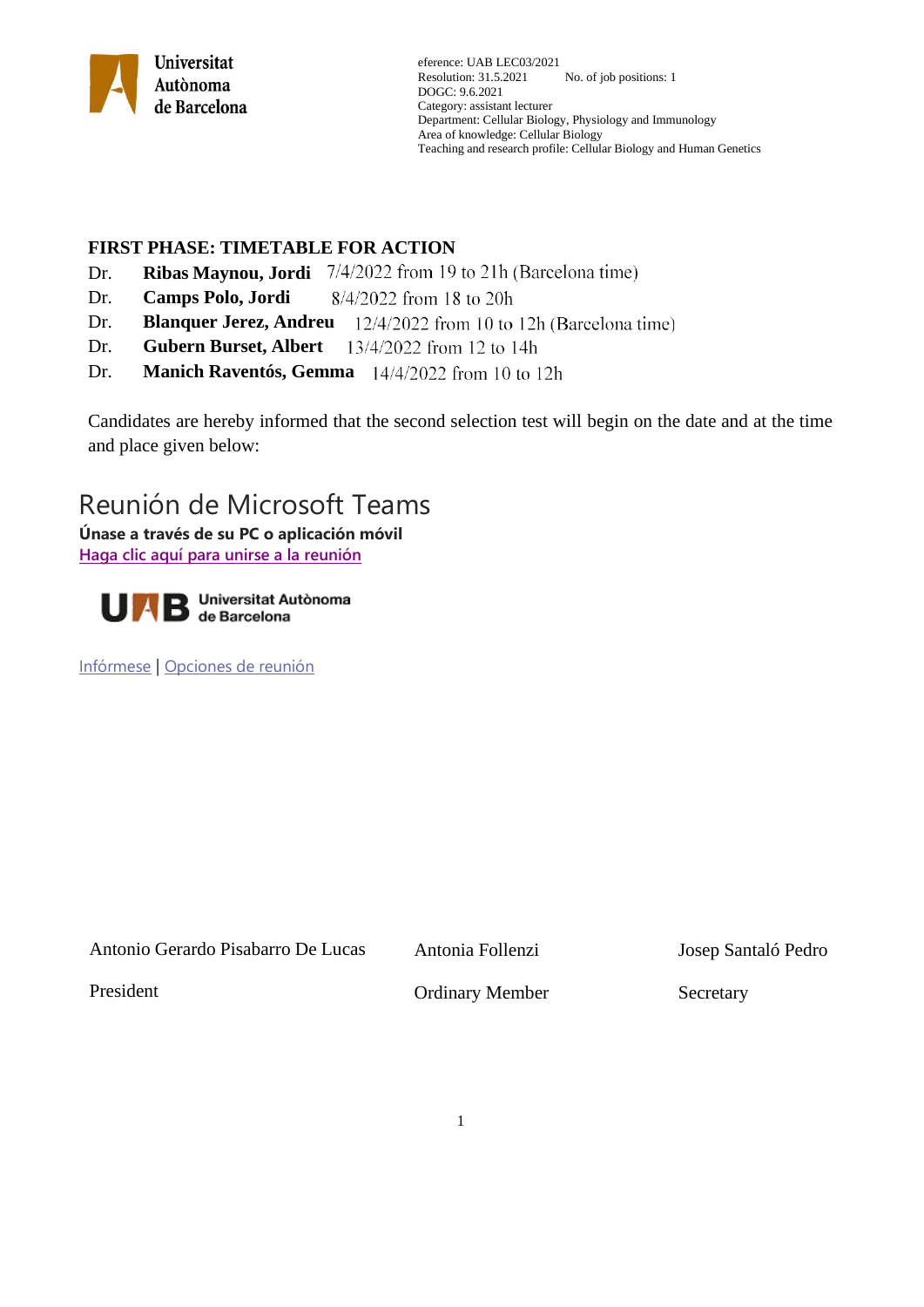eference: UAB LEC03/2021
Resolution: 31.5.2021 No. of job positions: 1
DOGC: 9.6.2021
Category: assistant lecturer
Department: Cellular Biology, Physiology and Immunology
Area of knowledge: Cellular Biology
Teaching and research profile: Cellular Biology and Human Genetics

**FIRST PHASE: TIMETABLE FOR ACTION**

Dr. **Ribas Maynou, Jordi** 7/4/2022 from 19 to 21h (Barcelona time)
Dr. **Camps Polo, Jordi** 8/4/2022 from 18 to 20h
Dr. **Blanquer Jerez, Andreu** 12/4/2022 from 10 to 12h (Barcelona time)
Dr. **Gubern Burset, Albert** 13/4/2022 from 12 to 14h
Dr. **Manich Raventós, Gemma** 14/4/2022 from 10 to 12h

Candidates are hereby informed that the second selection test will begin on the date and at the time and place given below:

# Reunión de Microsoft Teams

**Únase a través de su PC o aplicación móvil**
Haga clic aquí para unirse a la reunión

UAB Universitat Autònoma de Barcelona

Infórmese | Opciones de reunión

| Antonio Gerardo Pisabarro De Lucas | Antonia Follenzi | Josep Santaló Pedro |
|---|---|---|
| President | Ordinary Member | Secretary |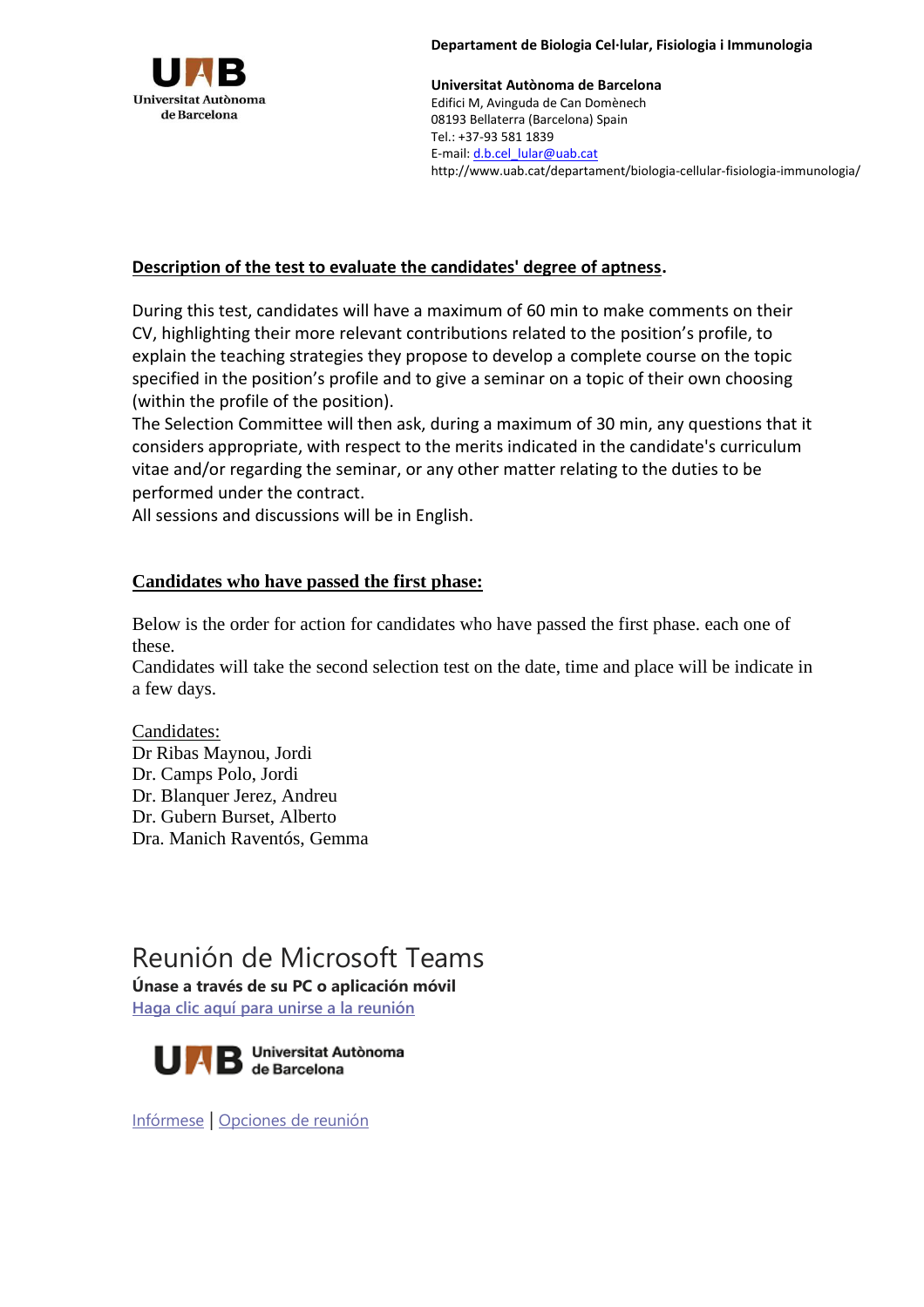**Departament de Biologia Cel·lular, Fisiologia i Immunologia**

**Universitat Autònoma de Barcelona**
Edifici M, Avinguda de Can Domènech
08193 Bellaterra (Barcelona) Spain
Tel.: +37-93 581 1839
E-mail: d.b.cel_lular@uab.cat
http://www.uab.cat/departament/biologia-cellular-fisiologia-immunologia/

**Description of the test to evaluate the candidates' degree of aptness.**

During this test, candidates will have a maximum of 60 min to make comments on their CV, highlighting their more relevant contributions related to the position's profile, to explain the teaching strategies they propose to develop a complete course on the topic specified in the position's profile and to give a seminar on a topic of their own choosing (within the profile of the position).
The Selection Committee will then ask, during a maximum of 30 min, any questions that it considers appropriate, with respect to the merits indicated in the candidate's curriculum vitae and/or regarding the seminar, or any other matter relating to the duties to be performed under the contract.
All sessions and discussions will be in English.

**Candidates who have passed the first phase:**

Below is the order for action for candidates who have passed the first phase. each one of these.
Candidates will take the second selection test on the date, time and place will be indicate in a few days.

Candidates:
Dr Ribas Maynou, Jordi
Dr. Camps Polo, Jordi
Dr. Blanquer Jerez, Andreu
Dr. Gubern Burset, Alberto
Dra. Manich Raventós, Gemma

# Reunión de Microsoft Teams

**Únase a través de su PC o aplicación móvil**
Haga clic aquí para unirse a la reunión

Universitat Autònoma de Barcelona

Infórmese | Opciones de reunión